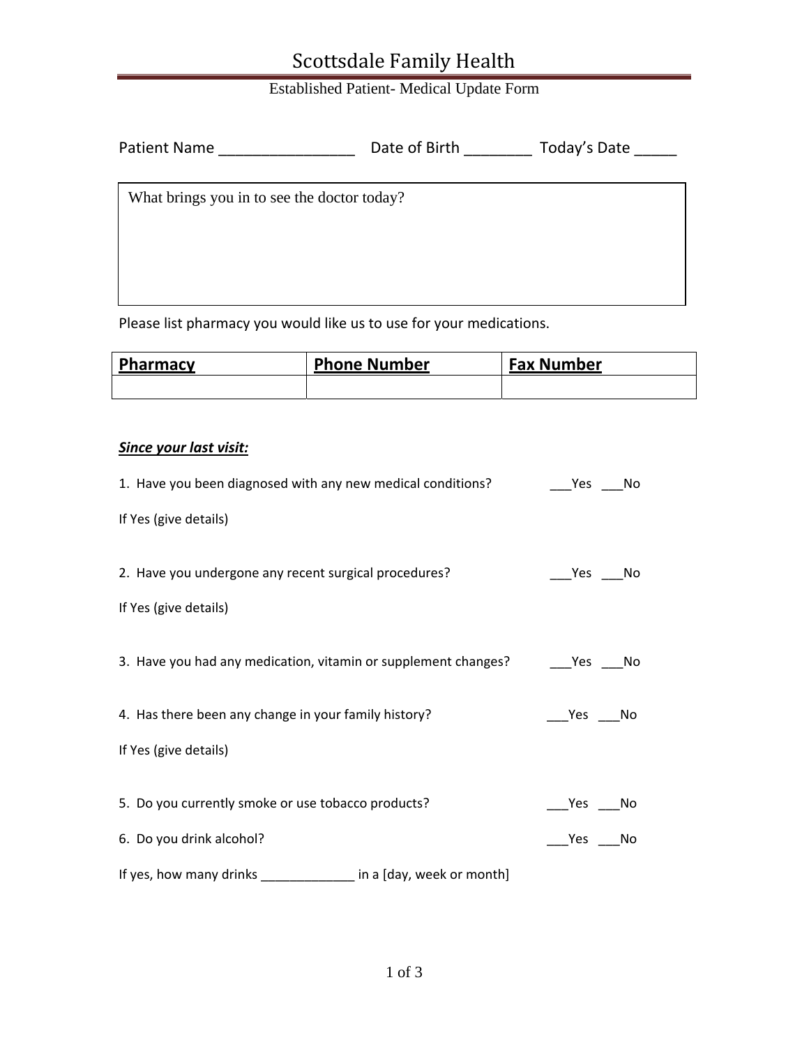# Scottsdale Family Health

Established Patient- Medical Update Form

Patient Name ________________ Date of Birth ________ Today's Date _____

| What brings you in to see the doctor today? |
| --- |
| |

Please list pharmacy you would like us to use for your medications.

| **Pharmacy** | **Phone Number** | **Fax Number** |
| --- | --- | --- |
| | | |

***Since your last visit:***

1. Have you been diagnosed with any new medical conditions? ___Yes ___No

If Yes (give details)

2. Have you undergone any recent surgical procedures? ___Yes ___No

If Yes (give details)

3. Have you had any medication, vitamin or supplement changes? ___Yes ___No

4. Has there been any change in your family history? ___Yes ___No

If Yes (give details)

5. Do you currently smoke or use tobacco products? ___Yes ___No

6. Do you drink alcohol? ___Yes ___No

If yes, how many drinks _____________ in a [day, week or month]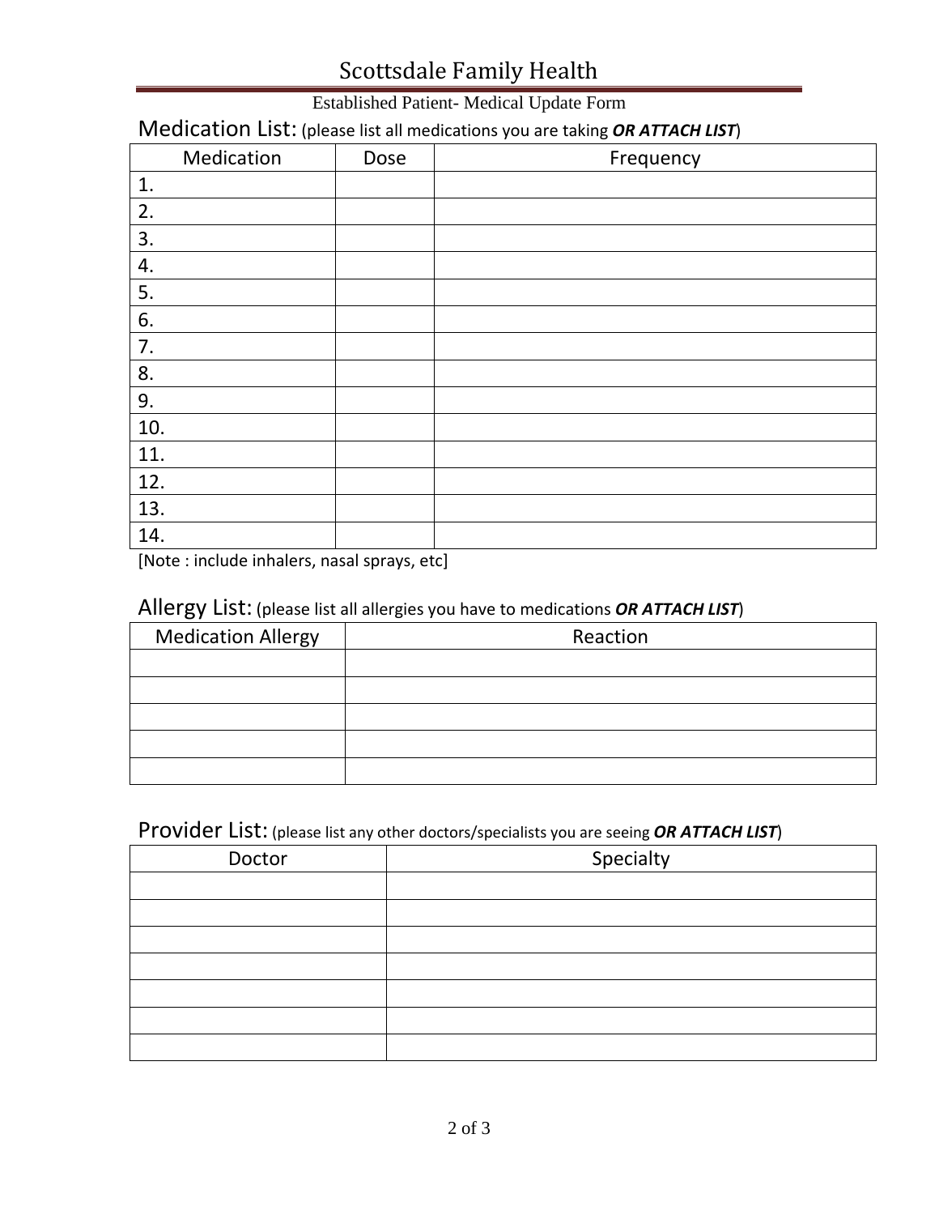# Scottsdale Family Health

Established Patient- Medical Update Form

## Medication List: (please list all medications you are taking ***OR ATTACH LIST***)

| Medication | Dose | Frequency |
|---|---|---|
| 1. | | |
| 2. | | |
| 3. | | |
| 4. | | |
| 5. | | |
| 6. | | |
| 7. | | |
| 8. | | |
| 9. | | |
| 10. | | |
| 11. | | |
| 12. | | |
| 13. | | |
| 14. | | |

[Note : include inhalers, nasal sprays, etc]

## Allergy List: (please list all allergies you have to medications ***OR ATTACH LIST***)

| Medication Allergy | Reaction |
|---|---|
| | |
| | |
| | |
| | |
| | |

## Provider List: (please list any other doctors/specialists you are seeing ***OR ATTACH LIST***)

| Doctor | Specialty |
|---|---|
| | |
| | |
| | |
| | |
| | |
| | |
| | |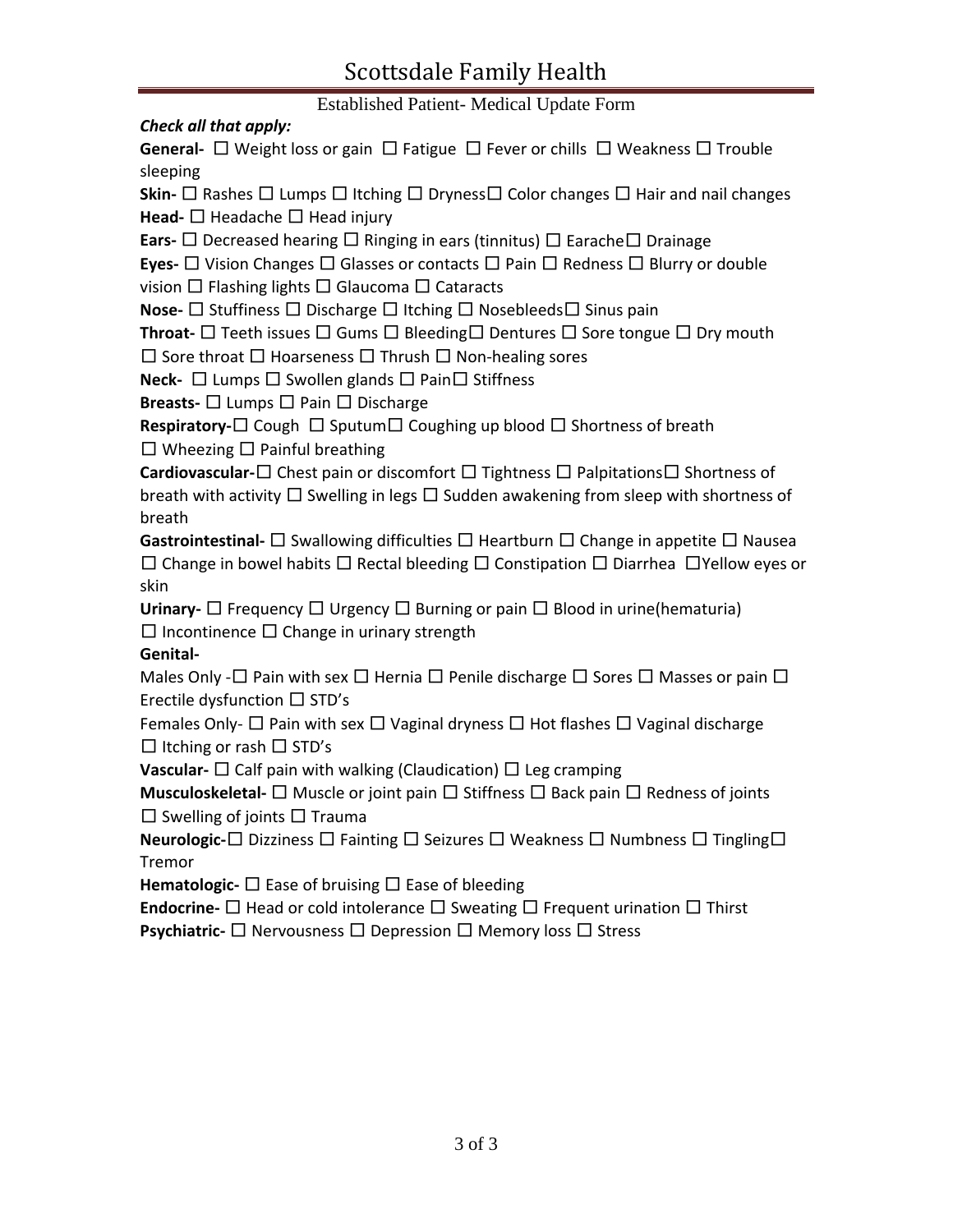# Scottsdale Family Health

Established Patient- Medical Update Form

***Check all that apply:***

**General-** ☐ Weight loss or gain ☐ Fatigue ☐ Fever or chills ☐ Weakness ☐ Trouble sleeping

**Skin-** ☐ Rashes ☐ Lumps ☐ Itching ☐ Dryness☐ Color changes ☐ Hair and nail changes

**Head-** ☐ Headache ☐ Head injury

**Ears-** ☐ Decreased hearing ☐ Ringing in ears (tinnitus) ☐ Earache☐ Drainage

**Eyes-** ☐ Vision Changes ☐ Glasses or contacts ☐ Pain ☐ Redness ☐ Blurry or double vision ☐ Flashing lights ☐ Glaucoma ☐ Cataracts

**Nose-** ☐ Stuffiness ☐ Discharge ☐ Itching ☐ Nosebleeds☐ Sinus pain

**Throat-** ☐ Teeth issues ☐ Gums ☐ Bleeding☐ Dentures ☐ Sore tongue ☐ Dry mouth ☐ Sore throat ☐ Hoarseness ☐ Thrush ☐ Non-healing sores

**Neck-** ☐ Lumps ☐ Swollen glands ☐ Pain☐ Stiffness

**Breasts-** ☐ Lumps ☐ Pain ☐ Discharge

**Respiratory-**☐ Cough ☐ Sputum☐ Coughing up blood ☐ Shortness of breath ☐ Wheezing ☐ Painful breathing

**Cardiovascular-**☐ Chest pain or discomfort ☐ Tightness ☐ Palpitations☐ Shortness of breath with activity ☐ Swelling in legs ☐ Sudden awakening from sleep with shortness of breath

**Gastrointestinal-** ☐ Swallowing difficulties ☐ Heartburn ☐ Change in appetite ☐ Nausea ☐ Change in bowel habits ☐ Rectal bleeding ☐ Constipation ☐ Diarrhea ☐Yellow eyes or skin

**Urinary-** ☐ Frequency ☐ Urgency ☐ Burning or pain ☐ Blood in urine(hematuria) ☐ Incontinence ☐ Change in urinary strength

**Genital-**

Males Only -☐ Pain with sex ☐ Hernia ☐ Penile discharge ☐ Sores ☐ Masses or pain ☐ Erectile dysfunction ☐ STD's

Females Only- ☐ Pain with sex ☐ Vaginal dryness ☐ Hot flashes ☐ Vaginal discharge ☐ Itching or rash ☐ STD's

**Vascular-** ☐ Calf pain with walking (Claudication) ☐ Leg cramping

**Musculoskeletal-** ☐ Muscle or joint pain ☐ Stiffness ☐ Back pain ☐ Redness of joints ☐ Swelling of joints ☐ Trauma

**Neurologic-**☐ Dizziness ☐ Fainting ☐ Seizures ☐ Weakness ☐ Numbness ☐ Tingling☐ Tremor

**Hematologic-** ☐ Ease of bruising ☐ Ease of bleeding

**Endocrine-** ☐ Head or cold intolerance ☐ Sweating ☐ Frequent urination ☐ Thirst

**Psychiatric-** ☐ Nervousness ☐ Depression ☐ Memory loss ☐ Stress